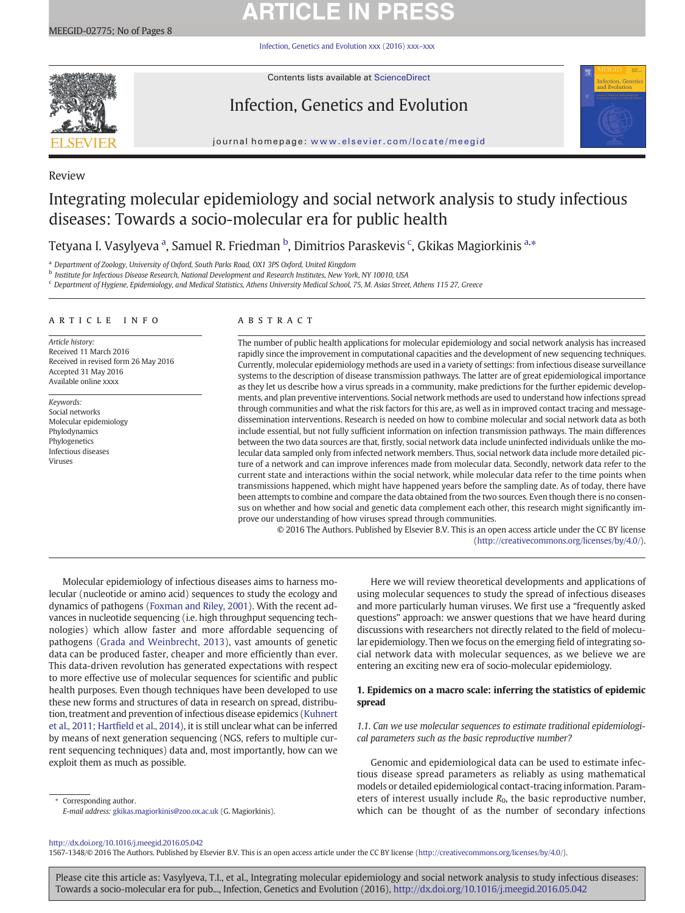Review

# Integrating molecular epidemiology and social network analysis to study infectious diseases: Towards a socio-molecular era for public health

Tetyana I. Vasylyeva [a], Samuel R. Friedman [b], Dimitrios Paraskevis [c], Gkikas Magiorkinis [a,*]

[a] Department of Zoology, University of Oxford, South Parks Road, OX1 3PS Oxford, United Kingdom
[b] Institute for Infectious Disease Research, National Development and Research Institutes, New York, NY 10010, USA
[c] Department of Hygiene, Epidemiology, and Medical Statistics, Athens University Medical School, 75, M. Asias Street, Athens 115 27, Greece

## ARTICLE INFO

*Article history:*
Received 11 March 2016
Received in revised form 26 May 2016
Accepted 31 May 2016
Available online xxxx

*Keywords:*
Social networks
Molecular epidemiology
Phylodynamics
Phylogenetics
Infectious diseases
Viruses

## ABSTRACT

The number of public health applications for molecular epidemiology and social network analysis has increased rapidly since the improvement in computational capacities and the development of new sequencing techniques. Currently, molecular epidemiology methods are used in a variety of settings: from infectious disease surveillance systems to the description of disease transmission pathways. The latter are of great epidemiological importance as they let us describe how a virus spreads in a community, make predictions for the further epidemic developments, and plan preventive interventions. Social network methods are used to understand how infections spread through communities and what the risk factors for this are, as well as in improved contact tracing and message-dissemination interventions. Research is needed on how to combine molecular and social network data as both include essential, but not fully sufficient information on infection transmission pathways. The main differences between the two data sources are that, firstly, social network data include uninfected individuals unlike the molecular data sampled only from infected network members. Thus, social network data include more detailed picture of a network and can improve inferences made from molecular data. Secondly, network data refer to the current state and interactions within the social network, while molecular data refer to the time points when transmissions happened, which might have happened years before the sampling date. As of today, there have been attempts to combine and compare the data obtained from the two sources. Even though there is no consensus on whether and how social and genetic data complement each other, this research might significantly improve our understanding of how viruses spread through communities.

© 2016 The Authors. Published by Elsevier B.V. This is an open access article under the CC BY license (http://creativecommons.org/licenses/by/4.0/).

Molecular epidemiology of infectious diseases aims to harness molecular (nucleotide or amino acid) sequences to study the ecology and dynamics of pathogens (Foxman and Riley, 2001). With the recent advances in nucleotide sequencing (i.e. high throughput sequencing technologies) which allow faster and more affordable sequencing of pathogens (Grada and Weinbrecht, 2013), vast amounts of genetic data can be produced faster, cheaper and more efficiently than ever. This data-driven revolution has generated expectations with respect to more effective use of molecular sequences for scientific and public health purposes. Even though techniques have been developed to use these new forms and structures of data in research on spread, distribution, treatment and prevention of infectious disease epidemics (Kuhnert et al., 2011; Hartfield et al., 2014), it is still unclear what can be inferred by means of next generation sequencing (NGS, refers to multiple current sequencing techniques) data and, most importantly, how can we exploit them as much as possible.

Here we will review theoretical developments and applications of using molecular sequences to study the spread of infectious diseases and more particularly human viruses. We first use a "frequently asked questions" approach: we answer questions that we have heard during discussions with researchers not directly related to the field of molecular epidemiology. Then we focus on the emerging field of integrating social network data with molecular sequences, as we believe we are entering an exciting new era of socio-molecular epidemiology.

## 1. Epidemics on a macro scale: inferring the statistics of epidemic spread

### *1.1. Can we use molecular sequences to estimate traditional epidemiological parameters such as the basic reproductive number?*

Genomic and epidemiological data can be used to estimate infectious disease spread parameters as reliably as using mathematical models or detailed epidemiological contact-tracing information. Parameters of interest usually include $R_0$, the basic reproductive number, which can be thought of as the number of secondary infections

* Corresponding author.
*E-mail address:* gkikas.magiorkinis@zoo.ox.ac.uk (G. Magiorkinis).

http://dx.doi.org/10.1016/j.meegid.2016.05.042
1567-1348/© 2016 The Authors. Published by Elsevier B.V. This is an open access article under the CC BY license (http://creativecommons.org/licenses/by/4.0/).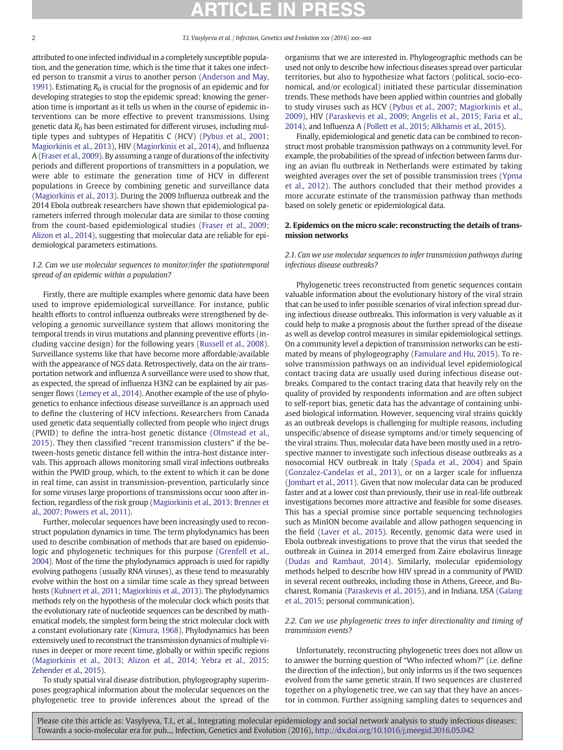attributed to one infected individual in a completely susceptible population, and the generation time, which is the time that it takes one infected person to transmit a virus to another person (Anderson and May, 1991). Estimating $R_0$ is crucial for the prognosis of an epidemic and for developing strategies to stop the epidemic spread; knowing the generation time is important as it tells us when in the course of epidemic interventions can be more effective to prevent transmissions. Using genetic data $R_0$ has been estimated for different viruses, including multiple types and subtypes of Hepatitis C (HCV) (Pybus et al., 2001; Magiorkinis et al., 2013), HIV (Magiorkinis et al., 2014), and Influenza A (Fraser et al., 2009). By assuming a range of durations of the infectivity periods and different proportions of transmitters in a population, we were able to estimate the generation time of HCV in different populations in Greece by combining genetic and surveillance data (Magiorkinis et al., 2013). During the 2009 Influenza outbreak and the 2014 Ebola outbreak researchers have shown that epidemiological parameters inferred through molecular data are similar to those coming from the count-based epidemiological studies (Fraser et al., 2009; Alizon et al., 2014), suggesting that molecular data are reliable for epidemiological parameters estimations.

### *1.2. Can we use molecular sequences to monitor/infer the spatiotemporal spread of an epidemic within a population?*

Firstly, there are multiple examples where genomic data have been used to improve epidemiological surveillance. For instance, public health efforts to control influenza outbreaks were strengthened by developing a genomic surveillance system that allows monitoring the temporal trends in virus mutations and planning preventive efforts (including vaccine design) for the following years (Russell et al., 2008). Surveillance systems like that have become more affordable/available with the appearance of NGS data. Retrospectively, data on the air transportation network and influenza A surveillance were used to show that, as expected, the spread of influenza H3N2 can be explained by air passenger flows (Lemey et al., 2014). Another example of the use of phylogenetics to enhance infectious disease surveillance is an approach used to define the clustering of HCV infections. Researchers from Canada used genetic data sequentially collected from people who inject drugs (PWID) to define the intra-host genetic distance (Olmstead et al., 2015). They then classified "recent transmission clusters" if the between-hosts genetic distance fell within the intra-host distance intervals. This approach allows monitoring small viral infections outbreaks within the PWID group, which, to the extent to which it can be done in real time, can assist in transmission-prevention, particularly since for some viruses large proportions of transmissions occur soon after infection, regardless of the risk group (Magiorkinis et al., 2013; Brenner et al., 2007; Powers et al., 2011).

Further, molecular sequences have been increasingly used to reconstruct population dynamics in time. The term phylodynamics has been used to describe combination of methods that are based on epidemiologic and phylogenetic techniques for this purpose (Grenfell et al., 2004). Most of the time the phylodynamics approach is used for rapidly evolving pathogens (usually RNA viruses), as these tend to measurably evolve within the host on a similar time scale as they spread between hosts (Kuhnert et al., 2011; Magiorkinis et al., 2013). The phylodynamics methods rely on the hypothesis of the molecular clock which posits that the evolutionary rate of nucleotide sequences can be described by mathematical models, the simplest form being the strict molecular clock with a constant evolutionary rate (Kimura, 1968). Phylodynamics has been extensively used to reconstruct the transmission dynamics of multiple viruses in deeper or more recent time, globally or within specific regions (Magiorkinis et al., 2013; Alizon et al., 2014; Yebra et al., 2015; Zehender et al., 2015).

To study spatial viral disease distribution, phylogeography superimposes geographical information about the molecular sequences on the phylogenetic tree to provide inferences about the spread of the organisms that we are interested in. Phylogeographic methods can be used not only to describe how infectious diseases spread over particular territories, but also to hypothesize what factors (political, socio-economical, and/or ecological) initiated these particular dissemination trends. These methods have been applied within countries and globally to study viruses such as HCV (Pybus et al., 2007; Magiorkinis et al., 2009), HIV (Paraskevis et al., 2009; Angelis et al., 2015; Faria et al., 2014), and Influenza A (Pollett et al., 2015; Alkhamis et al., 2015).

Finally, epidemiological and genetic data can be combined to reconstruct most probable transmission pathways on a community level. For example, the probabilities of the spread of infection between farms during an avian flu outbreak in Netherlands were estimated by taking weighted averages over the set of possible transmission trees (Ypma et al., 2012). The authors concluded that their method provides a more accurate estimate of the transmission pathway than methods based on solely genetic or epidemiological data.

## 2. Epidemics on the micro scale: reconstructing the details of transmission networks

### *2.1. Can we use molecular sequences to infer transmission pathways during infectious disease outbreaks?*

Phylogenetic trees reconstructed from genetic sequences contain valuable information about the evolutionary history of the viral strain that can be used to infer possible scenarios of viral infection spread during infectious disease outbreaks. This information is very valuable as it could help to make a prognosis about the further spread of the disease as well as develop control measures in similar epidemiological settings. On a community level a depiction of transmission networks can be estimated by means of phylogeography (Famulare and Hu, 2015). To resolve transmission pathways on an individual level epidemiological contact tracing data are usually used during infectious disease outbreaks. Compared to the contact tracing data that heavily rely on the quality of provided by respondents information and are often subject to self-report bias, genetic data has the advantage of containing unbiased biological information. However, sequencing viral strains quickly as an outbreak develops is challenging for multiple reasons, including unspecific/absence of disease symptoms and/or timely sequencing of the viral strains. Thus, molecular data have been mostly used in a retrospective manner to investigate such infectious disease outbreaks as a nosocomial HCV outbreak in Italy (Spada et al., 2004) and Spain (Gonzalez-Candelas et al., 2013), or on a larger scale for influenza (Jombart et al., 2011). Given that now molecular data can be produced faster and at a lower cost than previously, their use in real-life outbreak investigations becomes more attractive and feasible for some diseases. This has a special promise since portable sequencing technologies such as MinION become available and allow pathogen sequencing in the field (Laver et al., 2015). Recently, genomic data were used in Ebola outbreak investigations to prove that the virus that seeded the outbreak in Guinea in 2014 emerged from Zaire ebolavirus lineage (Dudas and Rambaut, 2014). Similarly, molecular epidemiology methods helped to describe how HIV spread in a community of PWID in several recent outbreaks, including those in Athens, Greece, and Bucharest, Romania (Paraskevis et al., 2015), and in Indiana, USA (Galang et al., 2015; personal communication).

### *2.2. Can we use phylogenetic trees to infer directionality and timing of transmission events?*

Unfortunately, reconstructing phylogenetic trees does not allow us to answer the burning question of "Who infected whom?" (i.e. define the direction of the infection), but only informs us if the two sequences evolved from the same genetic strain. If two sequences are clustered together on a phylogenetic tree, we can say that they have an ancestor in common. Further assigning sampling dates to sequences and

Please cite this article as: Vasylyeva, T.I., et al., Integrating molecular epidemiology and social network analysis to study infectious diseases: Towards a socio-molecular era for pub..., Infection, Genetics and Evolution (2016), http://dx.doi.org/10.1016/j.meegid.2016.05.042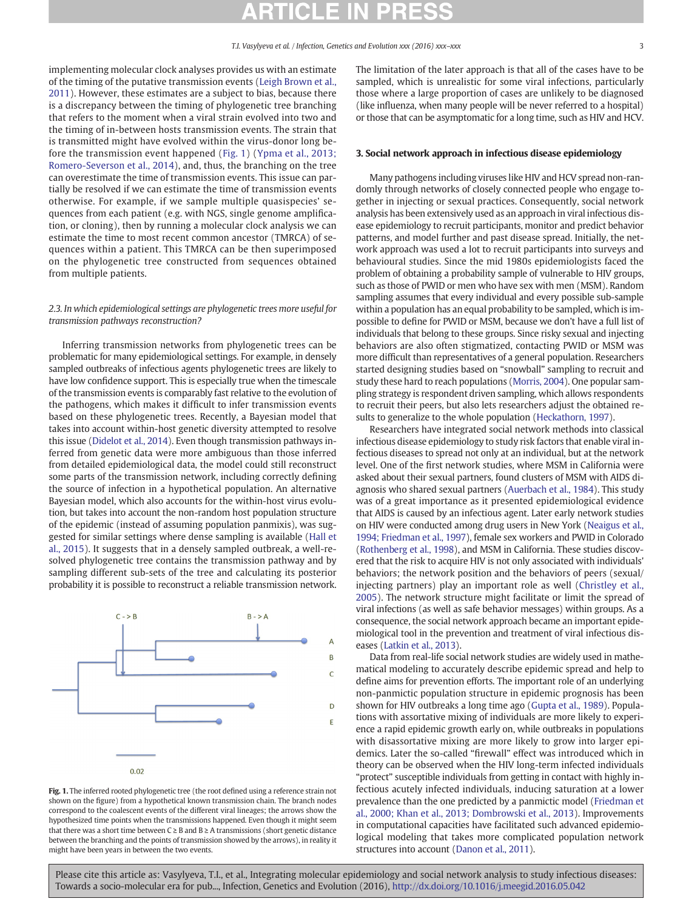implementing molecular clock analyses provides us with an estimate of the timing of the putative transmission events (Leigh Brown et al., 2011). However, these estimates are a subject to bias, because there is a discrepancy between the timing of phylogenetic tree branching that refers to the moment when a viral strain evolved into two and the timing of in-between hosts transmission events. The strain that is transmitted might have evolved within the virus-donor long before the transmission event happened (Fig. 1) (Ypma et al., 2013; Romero-Severson et al., 2014), and, thus, the branching on the tree can overestimate the time of transmission events. This issue can partially be resolved if we can estimate the time of transmission events otherwise. For example, if we sample multiple quasispecies' sequences from each patient (e.g. with NGS, single genome amplification, or cloning), then by running a molecular clock analysis we can estimate the time to most recent common ancestor (TMRCA) of sequences within a patient. This TMRCA can be then superimposed on the phylogenetic tree constructed from sequences obtained from multiple patients.

### *2.3. In which epidemiological settings are phylogenetic trees more useful for transmission pathways reconstruction?*

Inferring transmission networks from phylogenetic trees can be problematic for many epidemiological settings. For example, in densely sampled outbreaks of infectious agents phylogenetic trees are likely to have low confidence support. This is especially true when the timescale of the transmission events is comparably fast relative to the evolution of the pathogens, which makes it difficult to infer transmission events based on these phylogenetic trees. Recently, a Bayesian model that takes into account within-host genetic diversity attempted to resolve this issue (Didelot et al., 2014). Even though transmission pathways inferred from genetic data were more ambiguous than those inferred from detailed epidemiological data, the model could still reconstruct some parts of the transmission network, including correctly defining the source of infection in a hypothetical population. An alternative Bayesian model, which also accounts for the within-host virus evolution, but takes into account the non-random host population structure of the epidemic (instead of assuming population panmixis), was suggested for similar settings where dense sampling is available (Hall et al., 2015). It suggests that in a densely sampled outbreak, a well-resolved phylogenetic tree contains the transmission pathway and by sampling different sub-sets of the tree and calculating its posterior probability it is possible to reconstruct a reliable transmission network.

**Fig. 1.** The inferred rooted phylogenetic tree (the root defined using a reference strain not shown on the figure) from a hypothetical known transmission chain. The branch nodes correspond to the coalescent events of the different viral lineages; the arrows show the hypothesized time points when the transmissions happened. Even though it might seem that there was a short time between C ≥ B and B ≥ A transmissions (short genetic distance between the branching and the points of transmission showed by the arrows), in reality it might have been years in between the two events.

The limitation of the later approach is that all of the cases have to be sampled, which is unrealistic for some viral infections, particularly those where a large proportion of cases are unlikely to be diagnosed (like influenza, when many people will be never referred to a hospital) or those that can be asymptomatic for a long time, such as HIV and HCV.

## 3. Social network approach in infectious disease epidemiology

Many pathogens including viruses like HIV and HCV spread non-randomly through networks of closely connected people who engage together in injecting or sexual practices. Consequently, social network analysis has been extensively used as an approach in viral infectious disease epidemiology to recruit participants, monitor and predict behavior patterns, and model further and past disease spread. Initially, the network approach was used a lot to recruit participants into surveys and behavioural studies. Since the mid 1980s epidemiologists faced the problem of obtaining a probability sample of vulnerable to HIV groups, such as those of PWID or men who have sex with men (MSM). Random sampling assumes that every individual and every possible sub-sample within a population has an equal probability to be sampled, which is impossible to define for PWID or MSM, because we don't have a full list of individuals that belong to these groups. Since risky sexual and injecting behaviors are also often stigmatized, contacting PWID or MSM was more difficult than representatives of a general population. Researchers started designing studies based on "snowball" sampling to recruit and study these hard to reach populations (Morris, 2004). One popular sampling strategy is respondent driven sampling, which allows respondents to recruit their peers, but also lets researchers adjust the obtained results to generalize to the whole population (Heckathorn, 1997).

Researchers have integrated social network methods into classical infectious disease epidemiology to study risk factors that enable viral infectious diseases to spread not only at an individual, but at the network level. One of the first network studies, where MSM in California were asked about their sexual partners, found clusters of MSM with AIDS diagnosis who shared sexual partners (Auerbach et al., 1984). This study was of a great importance as it presented epidemiological evidence that AIDS is caused by an infectious agent. Later early network studies on HIV were conducted among drug users in New York (Neaigus et al., 1994; Friedman et al., 1997), female sex workers and PWID in Colorado (Rothenberg et al., 1998), and MSM in California. These studies discovered that the risk to acquire HIV is not only associated with individuals' behaviors; the network position and the behaviors of peers (sexual/injecting partners) play an important role as well (Christley et al., 2005). The network structure might facilitate or limit the spread of viral infections (as well as safe behavior messages) within groups. As a consequence, the social network approach became an important epidemiological tool in the prevention and treatment of viral infectious diseases (Latkin et al., 2013).

Data from real-life social network studies are widely used in mathematical modeling to accurately describe epidemic spread and help to define aims for prevention efforts. The important role of an underlying non-panmictic population structure in epidemic prognosis has been shown for HIV outbreaks a long time ago (Gupta et al., 1989). Populations with assortative mixing of individuals are more likely to experience a rapid epidemic growth early on, while outbreaks in populations with disassortative mixing are more likely to grow into larger epidemics. Later the so-called "firewall" effect was introduced which in theory can be observed when the HIV long-term infected individuals "protect" susceptible individuals from getting in contact with highly infectious acutely infected individuals, inducing saturation at a lower prevalence than the one predicted by a panmictic model (Friedman et al., 2000; Khan et al., 2013; Dombrowski et al., 2013). Improvements in computational capacities have facilitated such advanced epidemiological modeling that takes more complicated population network structures into account (Danon et al., 2011).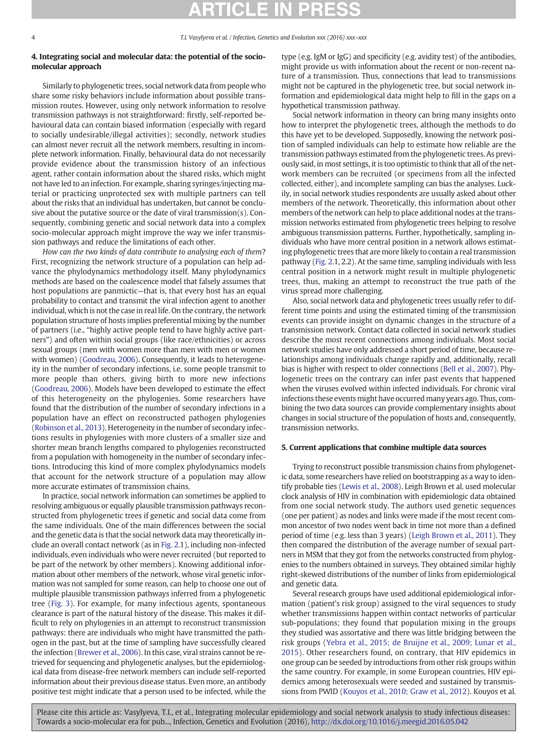## 4. Integrating social and molecular data: the potential of the socio-molecular approach

Similarly to phylogenetic trees, social network data from people who share some risky behaviors include information about possible transmission routes. However, using only network information to resolve transmission pathways is not straightforward: firstly, self-reported behavioural data can contain biased information (especially with regard to socially undesirable/illegal activities); secondly, network studies can almost never recruit all the network members, resulting in incomplete network information. Finally, behavioural data do not necessarily provide evidence about the transmission history of an infectious agent, rather contain information about the shared risks, which might not have led to an infection. For example, sharing syringes/injecting material or practicing unprotected sex with multiple partners can tell about the risks that an individual has undertaken, but cannot be conclusive about the putative source or the date of viral transmission(s). Consequently, combining genetic and social network data into a complex socio-molecular approach might improve the way we infer transmission pathways and reduce the limitations of each other.

*How can the two kinds of data contribute to analysing each of them?* First, recognizing the network structure of a population can help advance the phylodynamics methodology itself. Many phylodynamics methods are based on the coalescence model that falsely assumes that host populations are panmictic—that is, that every host has an equal probability to contact and transmit the viral infection agent to another individual, which is not the case in real life. On the contrary, the network population structure of hosts implies preferential mixing by the number of partners (i.e., "highly active people tend to have highly active partners") and often within social groups (like race/ethnicities) or across sexual groups (men with women more than men with men or women with women) (Goodreau, 2006). Consequently, it leads to heterogeneity in the number of secondary infections, i.e. some people transmit to more people than others, giving birth to more new infections (Goodreau, 2006). Models have been developed to estimate the effect of this heterogeneity on the phylogenies. Some researchers have found that the distribution of the number of secondary infections in a population have an effect on reconstructed pathogen phylogenies (Robinson et al., 2013). Heterogeneity in the number of secondary infections results in phylogenies with more clusters of a smaller size and shorter mean branch lengths compared to phylogenies reconstructed from a population with homogeneity in the number of secondary infections. Introducing this kind of more complex phylodynamics models that account for the network structure of a population may allow more accurate estimates of transmission chains.

In practice, social network information can sometimes be applied to resolving ambiguous or equally plausible transmission pathways reconstructed from phylogenetic trees if genetic and social data come from the same individuals. One of the main differences between the social and the genetic data is that the social network data may theoretically include an overall contact network (as in Fig. 2.1), including non-infected individuals, even individuals who were never recruited (but reported to be part of the network by other members). Knowing additional information about other members of the network, whose viral genetic information was not sampled for some reason, can help to choose one out of multiple plausible transmission pathways inferred from a phylogenetic tree (Fig. 3). For example, for many infectious agents, spontaneous clearance is part of the natural history of the disease. This makes it difficult to rely on phylogenies in an attempt to reconstruct transmission pathways: there are individuals who might have transmitted the pathogen in the past, but at the time of sampling have successfully cleared the infection (Brewer et al., 2006). In this case, viral strains cannot be retrieved for sequencing and phylogenetic analyses, but the epidemiological data from disease-free network members can include self-reported information about their previous disease status. Even more, an antibody positive test might indicate that a person used to be infected, while the type (e.g. IgM or IgG) and specificity (e.g. avidity test) of the antibodies, might provide us with information about the recent or non-recent nature of a transmission. Thus, connections that lead to transmissions might not be captured in the phylogenetic tree, but social network information and epidemiological data might help to fill in the gaps on a hypothetical transmission pathway.

Social network information in theory can bring many insights onto how to interpret the phylogenetic trees, although the methods to do this have yet to be developed. Supposedly, knowing the network position of sampled individuals can help to estimate how reliable are the transmission pathways estimated from the phylogenetic trees. As previously said, in most settings, it is too optimistic to think that all of the network members can be recruited (or specimens from all the infected collected, either), and incomplete sampling can bias the analyses. Luckily, in social network studies respondents are usually asked about other members of the network. Theoretically, this information about other members of the network can help to place additional nodes at the transmission networks estimated from phylogenetic trees helping to resolve ambiguous transmission patterns. Further, hypothetically, sampling individuals who have more central position in a network allows estimating phylogenetic trees that are more likely to contain a real transmission pathway (Fig. 2.1, 2.2). At the same time, sampling individuals with less central position in a network might result in multiple phylogenetic trees, thus, making an attempt to reconstruct the true path of the virus spread more challenging.

Also, social network data and phylogenetic trees usually refer to different time points and using the estimated timing of the transmission events can provide insight on dynamic changes in the structure of a transmission network. Contact data collected in social network studies describe the most recent connections among individuals. Most social network studies have only addressed a short period of time, because relationships among individuals change rapidly and, additionally, recall bias is higher with respect to older connections (Bell et al., 2007). Phylogenetic trees on the contrary can infer past events that happened when the viruses evolved within infected individuals. For chronic viral infections these events might have occurred many years ago. Thus, combining the two data sources can provide complementary insights about changes in social structure of the population of hosts and, consequently, transmission networks.

## 5. Current applications that combine multiple data sources

Trying to reconstruct possible transmission chains from phylogenetic data, some researchers have relied on bootstrapping as a way to identify probable ties (Lewis et al., 2008). Leigh Brown et al. used molecular clock analysis of HIV in combination with epidemiologic data obtained from one social network study. The authors used genetic sequences (one per patient) as nodes and links were made if the most recent common ancestor of two nodes went back in time not more than a defined period of time (e.g. less than 3 years) (Leigh Brown et al., 2011). They then compared the distribution of the average number of sexual partners in MSM that they got from the networks constructed from phylogenies to the numbers obtained in surveys. They obtained similar highly right-skewed distributions of the number of links from epidemiological and genetic data.

Several research groups have used additional epidemiological information (patient's risk group) assigned to the viral sequences to study whether transmissions happen within contact networks of particular sub-populations; they found that population mixing in the groups they studied was assortative and there was little bridging between the risk groups (Yebra et al., 2015; de Bruijne et al., 2009; Lunar et al., 2015). Other researchers found, on contrary, that HIV epidemics in one group can be seeded by introductions from other risk groups within the same country. For example, in some European countries, HIV epidemics among heterosexuals were seeded and sustained by transmissions from PWID (Kouyos et al., 2010; Graw et al., 2012). Kouyos et al.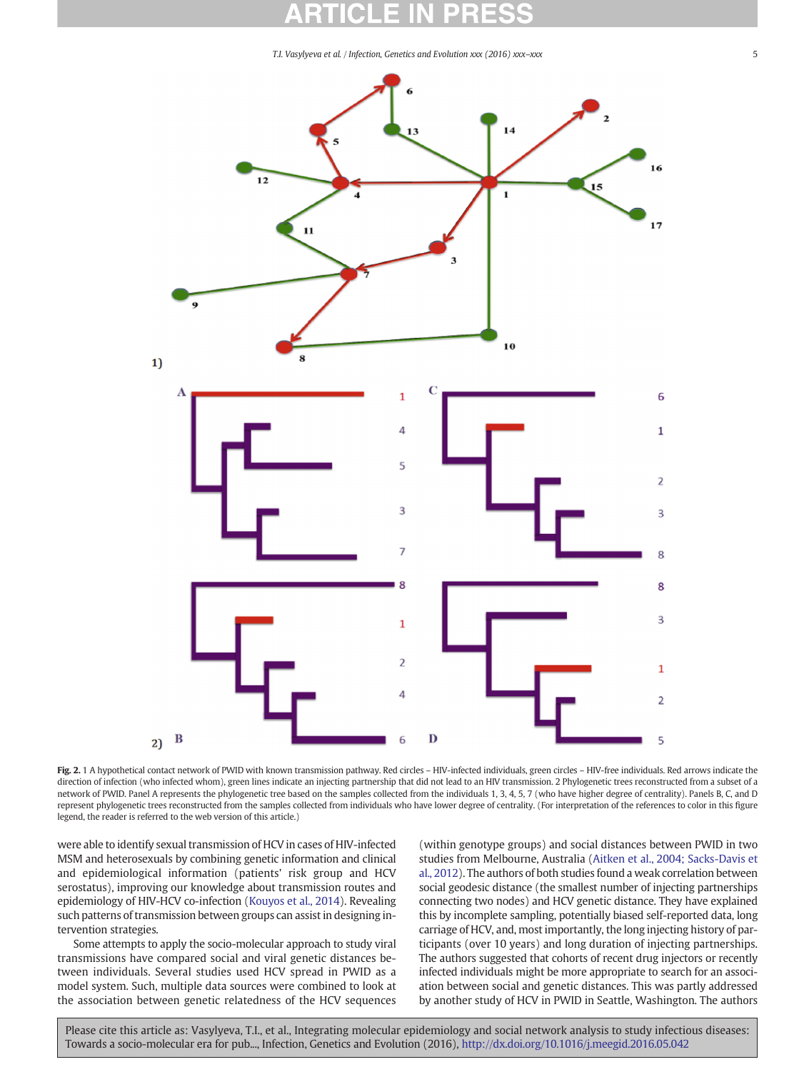**Fig. 2.** 1 A hypothetical contact network of PWID with known transmission pathway. Red circles – HIV-infected individuals, green circles – HIV-free individuals. Red arrows indicate the direction of infection (who infected whom), green lines indicate an injecting partnership that did not lead to an HIV transmission. 2 Phylogenetic trees reconstructed from a subset of a network of PWID. Panel A represents the phylogenetic tree based on the samples collected from the individuals 1, 3, 4, 5, 7 (who have higher degree of centrality). Panels B, C, and D represent phylogenetic trees reconstructed from the samples collected from individuals who have lower degree of centrality. (For interpretation of the references to color in this figure legend, the reader is referred to the web version of this article.)

were able to identify sexual transmission of HCV in cases of HIV-infected MSM and heterosexuals by combining genetic information and clinical and epidemiological information (patients' risk group and HCV serostatus), improving our knowledge about transmission routes and epidemiology of HIV-HCV co-infection (Kouyos et al., 2014). Revealing such patterns of transmission between groups can assist in designing intervention strategies.

Some attempts to apply the socio-molecular approach to study viral transmissions have compared social and viral genetic distances between individuals. Several studies used HCV spread in PWID as a model system. Such, multiple data sources were combined to look at the association between genetic relatedness of the HCV sequences (within genotype groups) and social distances between PWID in two studies from Melbourne, Australia (Aitken et al., 2004; Sacks-Davis et al., 2012). The authors of both studies found a weak correlation between social geodesic distance (the smallest number of injecting partnerships connecting two nodes) and HCV genetic distance. They have explained this by incomplete sampling, potentially biased self-reported data, long carriage of HCV, and, most importantly, the long injecting history of participants (over 10 years) and long duration of injecting partnerships. The authors suggested that cohorts of recent drug injectors or recently infected individuals might be more appropriate to search for an association between social and genetic distances. This was partly addressed by another study of HCV in PWID in Seattle, Washington. The authors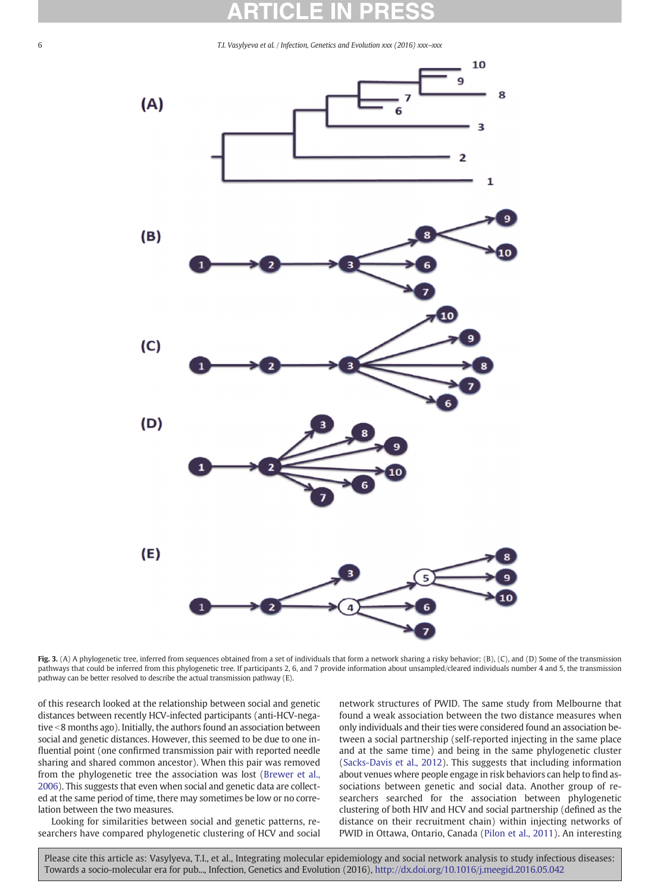**Fig. 3.** (A) A phylogenetic tree, inferred from sequences obtained from a set of individuals that form a network sharing a risky behavior; (B), (C), and (D) Some of the transmission pathways that could be inferred from this phylogenetic tree. If participants 2, 6, and 7 provide information about unsampled/cleared individuals number 4 and 5, the transmission pathway can be better resolved to describe the actual transmission pathway (E).

of this research looked at the relationship between social and genetic distances between recently HCV-infected participants (anti-HCV-negative <8 months ago). Initially, the authors found an association between social and genetic distances. However, this seemed to be due to one influential point (one confirmed transmission pair with reported needle sharing and shared common ancestor). When this pair was removed from the phylogenetic tree the association was lost (Brewer et al., 2006). This suggests that even when social and genetic data are collected at the same period of time, there may sometimes be low or no correlation between the two measures.

Looking for similarities between social and genetic patterns, researchers have compared phylogenetic clustering of HCV and social network structures of PWID. The same study from Melbourne that found a weak association between the two distance measures when only individuals and their ties were considered found an association between a social partnership (self-reported injecting in the same place and at the same time) and being in the same phylogenetic cluster (Sacks-Davis et al., 2012). This suggests that including information about venues where people engage in risk behaviors can help to find associations between genetic and social data. Another group of researchers searched for the association between phylogenetic clustering of both HIV and HCV and social partnership (defined as the distance on their recruitment chain) within injecting networks of PWID in Ottawa, Ontario, Canada (Pilon et al., 2011). An interesting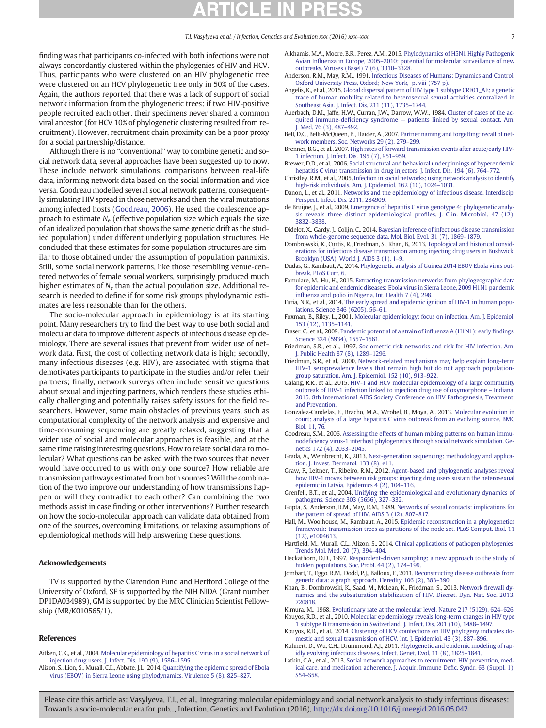finding was that participants co-infected with both infections were not always concordantly clustered within the phylogenies of HIV and HCV. Thus, participants who were clustered on an HIV phylogenetic tree were clustered on an HCV phylogenetic tree only in 50% of the cases. Again, the authors reported that there was a lack of support of social network information from the phylogenetic trees: if two HIV-positive people recruited each other, their specimens never shared a common viral ancestor (for HCV 10% of phylogenetic clustering resulted from recruitment). However, recruitment chain proximity can be a poor proxy for a social partnership/distance.

Although there is no "conventional" way to combine genetic and social network data, several approaches have been suggested up to now. These include network simulations, comparisons between real-life data, informing network data based on the social information and vice versa. Goodreau modelled several social network patterns, consequently simulating HIV spread in those networks and then the viral mutations among infected hosts (Goodreau, 2006). He used the coalescence approach to estimate $N_e$ (effective population size which equals the size of an idealized population that shows the same genetic drift as the studied population) under different underlying population structures. He concluded that these estimates for some population structures are similar to those obtained under the assumption of population panmixis. Still, some social network patterns, like those resembling venue-centered networks of female sexual workers, surprisingly produced much higher estimates of $N_e$ than the actual population size. Additional research is needed to define if for some risk groups phylodynamic estimates are less reasonable than for the others.

The socio-molecular approach in epidemiology is at its starting point. Many researchers try to find the best way to use both social and molecular data to improve different aspects of infectious disease epidemiology. There are several issues that prevent from wider use of network data. First, the cost of collecting network data is high; secondly, many infectious diseases (e.g. HIV), are associated with stigma that demotivates participants to participate in the studies and/or refer their partners; finally, network surveys often include sensitive questions about sexual and injecting partners, which renders these studies ethically challenging and potentially raises safety issues for the field researchers. However, some main obstacles of previous years, such as computational complexity of the network analysis and expensive and time-consuming sequencing are greatly relaxed, suggesting that a wider use of social and molecular approaches is feasible, and at the same time raising interesting questions. How to relate social data to molecular? What questions can be asked with the two sources that never would have occurred to us with only one source? How reliable are transmission pathways estimated from both sources? Will the combination of the two improve our understanding of how transmissions happen or will they contradict to each other? Can combining the two methods assist in case finding or other interventions? Further research on how the socio-molecular approach can validate data obtained from one of the sources, overcoming limitations, or relaxing assumptions of epidemiological methods will help answering these questions.

## Acknowledgements

TV is supported by the Clarendon Fund and Hertford College of the University of Oxford, SF is supported by the NIH NIDA (Grant number DP1DA034989), GM is supported by the MRC Clinician Scientist Fellowship (MR/K010565/1).

## References

Aitken, C.K., et al., 2004. Molecular epidemiology of hepatitis C virus in a social network of injection drug users. J. Infect. Dis. 190 (9), 1586–1595.

Alizon, S., Lion, S., Murall, C.L., Abbate, J.L., 2014. Quantifying the epidemic spread of Ebola virus (EBOV) in Sierra Leone using phylodynamics. Virulence 5 (8), 825–827.

Alkhamis, M.A., Moore, B.R., Perez, A.M., 2015. Phylodynamics of H5N1 Highly Pathogenic Avian Influenza in Europe, 2005–2010: potential for molecular surveillance of new outbreaks. Viruses (Basel) 7 (6), 3310–3328.

Anderson, R.M., May, R.M., 1991. Infectious Diseases of Humans: Dynamics and Control. Oxford University Press, Oxford; New York, p. viii (757 p).

Angelis, K., et al., 2015. Global dispersal pattern of HIV type 1 subtype CRF01_AE: a genetic trace of human mobility related to heterosexual sexual activities centralized in Southeast Asia. J. Infect. Dis. 211 (11), 1735–1744.

Auerbach, D.M., Jaffe, H.W., Curran, J.W., Darrow, W.W., 1984. Cluster of cases of the acquired immune-deficiency syndrome — patients linked by sexual contact. Am. J. Med. 76 (3), 487–492.

Bell, D.C., Belli-McQueen, B., Haider, A., 2007. Partner naming and forgetting: recall of network members. Soc. Networks 29 (2), 279–299.

Brenner, B.G., et al., 2007. High rates of forward transmission events after acute/early HIV-1 infection. J. Infect. Dis. 195 (7), 951–959.

Brewer, D.D., et al., 2006. Social structural and behavioral underpinnings of hyperendemic hepatitis C virus transmission in drug injectors. J. Infect. Dis. 194 (6), 764–772.

Christley, R.M., et al., 2005. Infection in social networks: using network analysis to identify high-risk individuals. Am. J. Epidemiol. 162 (10), 1024–1031.

Danon, L., et al., 2011. Networks and the epidemiology of infectious disease. Interdiscip. Perspect. Infect. Dis. 2011, 284909.

de Bruijne, J., et al., 2009. Emergence of hepatitis C virus genotype 4: phylogenetic analysis reveals three distinct epidemiological profiles. J. Clin. Microbiol. 47 (12), 3832–3838.

Didelot, X., Gardy, J., Colijn, C., 2014. Bayesian inference of infectious disease transmission from whole-genome sequence data. Mol. Biol. Evol. 31 (7), 1869–1879.

Dombrowski, K., Curtis, R., Friedman, S., Khan, B., 2013. Topological and historical considerations for infectious disease transmission among injecting drug users in Bushwick, Brooklyn (USA). World J. AIDS 3 (1), 1–9.

Dudas, G., Rambaut, A., 2014. Phylogenetic analysis of Guinea 2014 EBOV Ebola virus outbreak. PLoS Curr. 6.

Famulare, M., Hu, H., 2015. Extracting transmission networks from phylogeographic data for epidemic and endemic diseases: Ebola virus in Sierra Leone, 2009 H1N1 pandemic influenza and polio in Nigeria. Int. Health 7 (4), 298.

Faria, N.R., et al., 2014. The early spread and epidemic ignition of HIV-1 in human populations. Science 346 (6205), 56–61.

Foxman, B., Riley, L., 2001. Molecular epidemiology: focus on infection. Am. J. Epidemiol. 153 (12), 1135–1141.

Fraser, C., et al., 2009. Pandemic potential of a strain of influenza A (H1N1): early findings. Science 324 (5934), 1557–1561.

Friedman, S.R., et al., 1997. Sociometric risk networks and risk for HIV infection. Am. J. Public Health 87 (8), 1289–1296.

Friedman, S.R., et al., 2000. Network-related mechanisms may help explain long-term HIV-1 seroprevalence levels that remain high but do not approach population-group saturation. Am. J. Epidemiol. 152 (10), 913–922.

Galang, R.R., et al., 2015. HIV-1 and HCV molecular epidemiology of a large community outbreak of HIV-1 infection linked to injection drug use of oxymorphone – Indiana, 2015. 8th International AIDS Society Conference on HIV Pathogenesis, Treatment, and Prevention.

Gonzalez-Candelas, F., Bracho, M.A., Wrobel, B., Moya, A., 2013. Molecular evolution in court: analysis of a large hepatitis C virus outbreak from an evolving source. BMC Biol. 11, 76.

Goodreau, S.M., 2006. Assessing the effects of human mixing patterns on human immunodeficiency virus-1 interhost phylogenetics through social network simulation. Genetics 172 (4), 2033–2045.

Grada, A., Weinbrecht, K., 2013. Next-generation sequencing: methodology and application. J. Invest. Dermatol. 133 (8), e11.

Graw, F., Leitner, T., Ribeiro, R.M., 2012. Agent-based and phylogenetic analyses reveal how HIV-1 moves between risk groups: injecting drug users sustain the heterosexual epidemic in Latvia. Epidemics 4 (2), 104–116.

Grenfell, B.T., et al., 2004. Unifying the epidemiological and evolutionary dynamics of pathogens. Science 303 (5656), 327–332.

Gupta, S., Anderson, R.M., May, R.M., 1989. Networks of sexual contacts: implications for the pattern of spread of HIV. AIDS 3 (12), 807–817.

Hall, M., Woolhouse, M., Rambaut, A., 2015. Epidemic reconstruction in a phylogenetics framework: transmission trees as partitions of the node set. PLoS Comput. Biol. 11 (12), e1004613.

Hartfield, M., Murall, C.L., Alizon, S., 2014. Clinical applications of pathogen phylogenies. Trends Mol. Med. 20 (7), 394–404.

Heckathorn, D.D., 1997. Respondent-driven sampling: a new approach to the study of hidden populations. Soc. Probl. 44 (2), 174–199.

Jombart, T., Eggo, R.M., Dodd, P.J., Balloux, F., 2011. Reconstructing disease outbreaks from genetic data: a graph approach. Heredity 106 (2), 383–390.

Khan, B., Dombrowski, K., Saad, M., McLean, K., Friedman, S., 2013. Network firewall dynamics and the subsaturation stabilization of HIV. Discret. Dyn. Nat. Soc. 2013, 720818.

Kimura, M., 1968. Evolutionary rate at the molecular level. Nature 217 (5129), 624–626.

Kouyos, R.D., et al., 2010. Molecular epidemiology reveals long-term changes in HIV type 1 subtype B transmission in Switzerland. J. Infect. Dis. 201 (10), 1488–1497.

Kouyos, R.D., et al., 2014. Clustering of HCV coinfections on HIV phylogeny indicates domestic and sexual transmission of HCV. Int. J. Epidemiol. 43 (3), 887–896.

Kuhnert, D., Wu, C.H., Drummond, A.J., 2011. Phylogenetic and epidemic modeling of rapidly evolving infectious diseases. Infect. Genet. Evol. 11 (8), 1825–1841.

Latkin, C.A., et al., 2013. Social network approaches to recruitment, HIV prevention, medical care, and medication adherence. J. Acquir. Immune Defic. Syndr. 63 (Suppl. 1), S54–S58.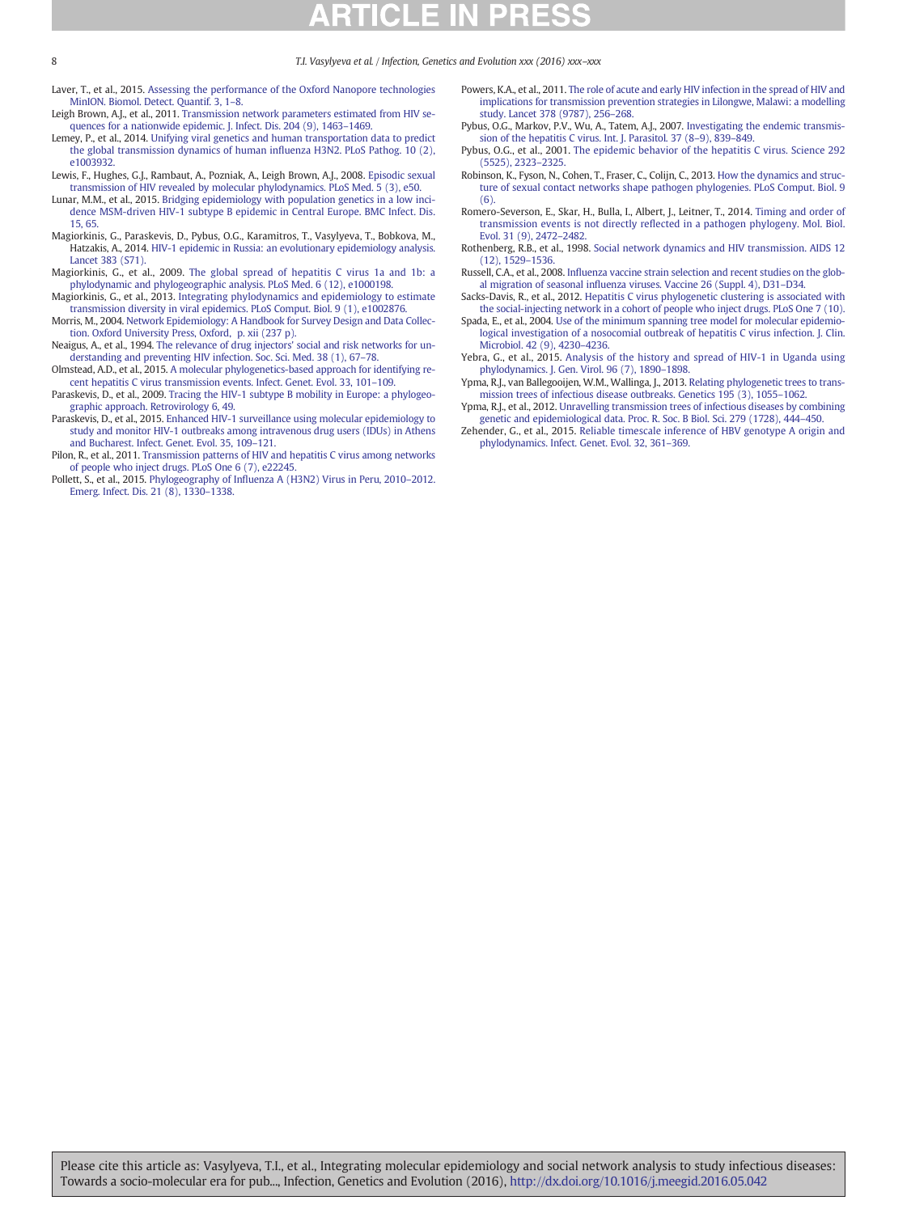Laver, T., et al., 2015. Assessing the performance of the Oxford Nanopore technologies MinION. Biomol. Detect. Quantif. 3, 1–8.

Leigh Brown, A.J., et al., 2011. Transmission network parameters estimated from HIV sequences for a nationwide epidemic. J. Infect. Dis. 204 (9), 1463–1469.

Lemey, P., et al., 2014. Unifying viral genetics and human transportation data to predict the global transmission dynamics of human influenza H3N2. PLoS Pathog. 10 (2), e1003932.

Lewis, F., Hughes, G.J., Rambaut, A., Pozniak, A., Leigh Brown, A.J., 2008. Episodic sexual transmission of HIV revealed by molecular phylodynamics. PLoS Med. 5 (3), e50.

Lunar, M.M., et al., 2015. Bridging epidemiology with population genetics in a low incidence MSM-driven HIV-1 subtype B epidemic in Central Europe. BMC Infect. Dis. 15, 65.

Magiorkinis, G., Paraskevis, D., Pybus, O.G., Karamitros, T., Vasylyeva, T., Bobkova, M., Hatzakis, A., 2014. HIV-1 epidemic in Russia: an evolutionary epidemiology analysis. Lancet 383 (S71).

Magiorkinis, G., et al., 2009. The global spread of hepatitis C virus 1a and 1b: a phylodynamic and phylogeographic analysis. PLoS Med. 6 (12), e1000198.

Magiorkinis, G., et al., 2013. Integrating phylodynamics and epidemiology to estimate transmission diversity in viral epidemics. PLoS Comput. Biol. 9 (1), e1002876.

Morris, M., 2004. Network Epidemiology: A Handbook for Survey Design and Data Collection. Oxford University Press, Oxford, p. xii (237 p).

Neaigus, A., et al., 1994. The relevance of drug injectors' social and risk networks for understanding and preventing HIV infection. Soc. Sci. Med. 38 (1), 67–78.

Olmstead, A.D., et al., 2015. A molecular phylogenetics-based approach for identifying recent hepatitis C virus transmission events. Infect. Genet. Evol. 33, 101–109.

Paraskevis, D., et al., 2009. Tracing the HIV-1 subtype B mobility in Europe: a phylogeographic approach. Retrovirology 6, 49.

Paraskevis, D., et al., 2015. Enhanced HIV-1 surveillance using molecular epidemiology to study and monitor HIV-1 outbreaks among intravenous drug users (IDUs) in Athens and Bucharest. Infect. Genet. Evol. 35, 109–121.

Pilon, R., et al., 2011. Transmission patterns of HIV and hepatitis C virus among networks of people who inject drugs. PLoS One 6 (7), e22245.

Pollett, S., et al., 2015. Phylogeography of Influenza A (H3N2) Virus in Peru, 2010–2012. Emerg. Infect. Dis. 21 (8), 1330–1338.

Powers, K.A., et al., 2011. The role of acute and early HIV infection in the spread of HIV and implications for transmission prevention strategies in Lilongwe, Malawi: a modelling study. Lancet 378 (9787), 256–268.

Pybus, O.G., Markov, P.V., Wu, A., Tatem, A.J., 2007. Investigating the endemic transmission of the hepatitis C virus. Int. J. Parasitol. 37 (8–9), 839–849.

Pybus, O.G., et al., 2001. The epidemic behavior of the hepatitis C virus. Science 292 (5525), 2323–2325.

Robinson, K., Fyson, N., Cohen, T., Fraser, C., Colijn, C., 2013. How the dynamics and structure of sexual contact networks shape pathogen phylogenies. PLoS Comput. Biol. 9 (6).

Romero-Severson, E., Skar, H., Bulla, I., Albert, J., Leitner, T., 2014. Timing and order of transmission events is not directly reflected in a pathogen phylogeny. Mol. Biol. Evol. 31 (9), 2472–2482.

Rothenberg, R.B., et al., 1998. Social network dynamics and HIV transmission. AIDS 12 (12), 1529–1536.

Russell, C.A., et al., 2008. Influenza vaccine strain selection and recent studies on the global migration of seasonal influenza viruses. Vaccine 26 (Suppl. 4), D31–D34.

Sacks-Davis, R., et al., 2012. Hepatitis C virus phylogenetic clustering is associated with the social-injecting network in a cohort of people who inject drugs. PLoS One 7 (10).

Spada, E., et al., 2004. Use of the minimum spanning tree model for molecular epidemiological investigation of a nosocomial outbreak of hepatitis C virus infection. J. Clin. Microbiol. 42 (9), 4230–4236.

Yebra, G., et al., 2015. Analysis of the history and spread of HIV-1 in Uganda using phylodynamics. J. Gen. Virol. 96 (7), 1890–1898.

Ypma, R.J., van Ballegooijen, W.M., Wallinga, J., 2013. Relating phylogenetic trees to transmission trees of infectious disease outbreaks. Genetics 195 (3), 1055–1062.

Ypma, R.J., et al., 2012. Unravelling transmission trees of infectious diseases by combining genetic and epidemiological data. Proc. R. Soc. B Biol. Sci. 279 (1728), 444–450.

Zehender, G., et al., 2015. Reliable timescale inference of HBV genotype A origin and phylodynamics. Infect. Genet. Evol. 32, 361–369.